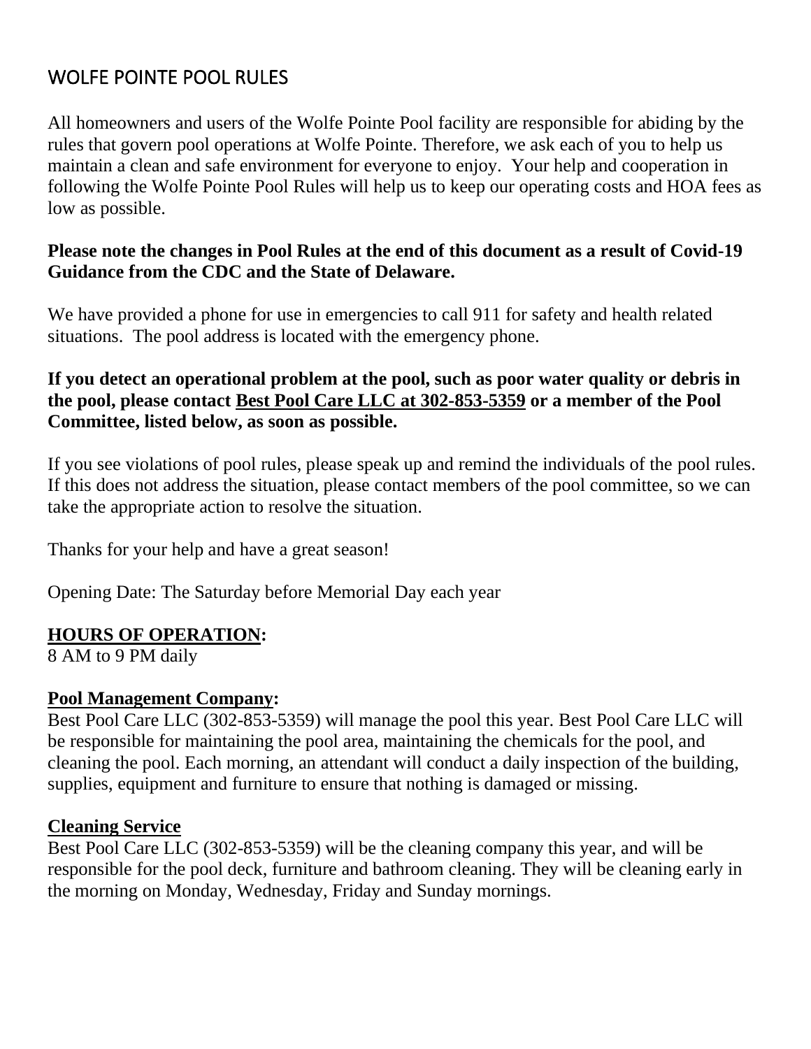# WOLFE POINTE POOL RULES

All homeowners and users of the Wolfe Pointe Pool facility are responsible for abiding by the rules that govern pool operations at Wolfe Pointe. Therefore, we ask each of you to help us maintain a clean and safe environment for everyone to enjoy. Your help and cooperation in following the Wolfe Pointe Pool Rules will help us to keep our operating costs and HOA fees as low as possible.

**Please note the changes in Pool Rules at the end of this document as a result of Covid-19 Guidance from the CDC and the State of Delaware.**

We have provided a phone for use in emergencies to call 911 for safety and health related situations. The pool address is located with the emergency phone.

**If you detect an operational problem at the pool, such as poor water quality or debris in the pool, please contact <u>Best Pool Care LLC at 302-853-5359</u> or a member of the Pool Committee, listed below, as soon as possible.**

If you see violations of pool rules, please speak up and remind the individuals of the pool rules. If this does not address the situation, please contact members of the pool committee, so we can take the appropriate action to resolve the situation.

Thanks for your help and have a great season!

Opening Date: The Saturday before Memorial Day each year

**<u>HOURS OF OPERATION</u>:**
8 AM to 9 PM daily

**<u>Pool Management Company</u>:**
Best Pool Care LLC (302-853-5359) will manage the pool this year. Best Pool Care LLC will be responsible for maintaining the pool area, maintaining the chemicals for the pool, and cleaning the pool. Each morning, an attendant will conduct a daily inspection of the building, supplies, equipment and furniture to ensure that nothing is damaged or missing.

**<u>Cleaning Service</u>**
Best Pool Care LLC (302-853-5359) will be the cleaning company this year, and will be responsible for the pool deck, furniture and bathroom cleaning. They will be cleaning early in the morning on Monday, Wednesday, Friday and Sunday mornings.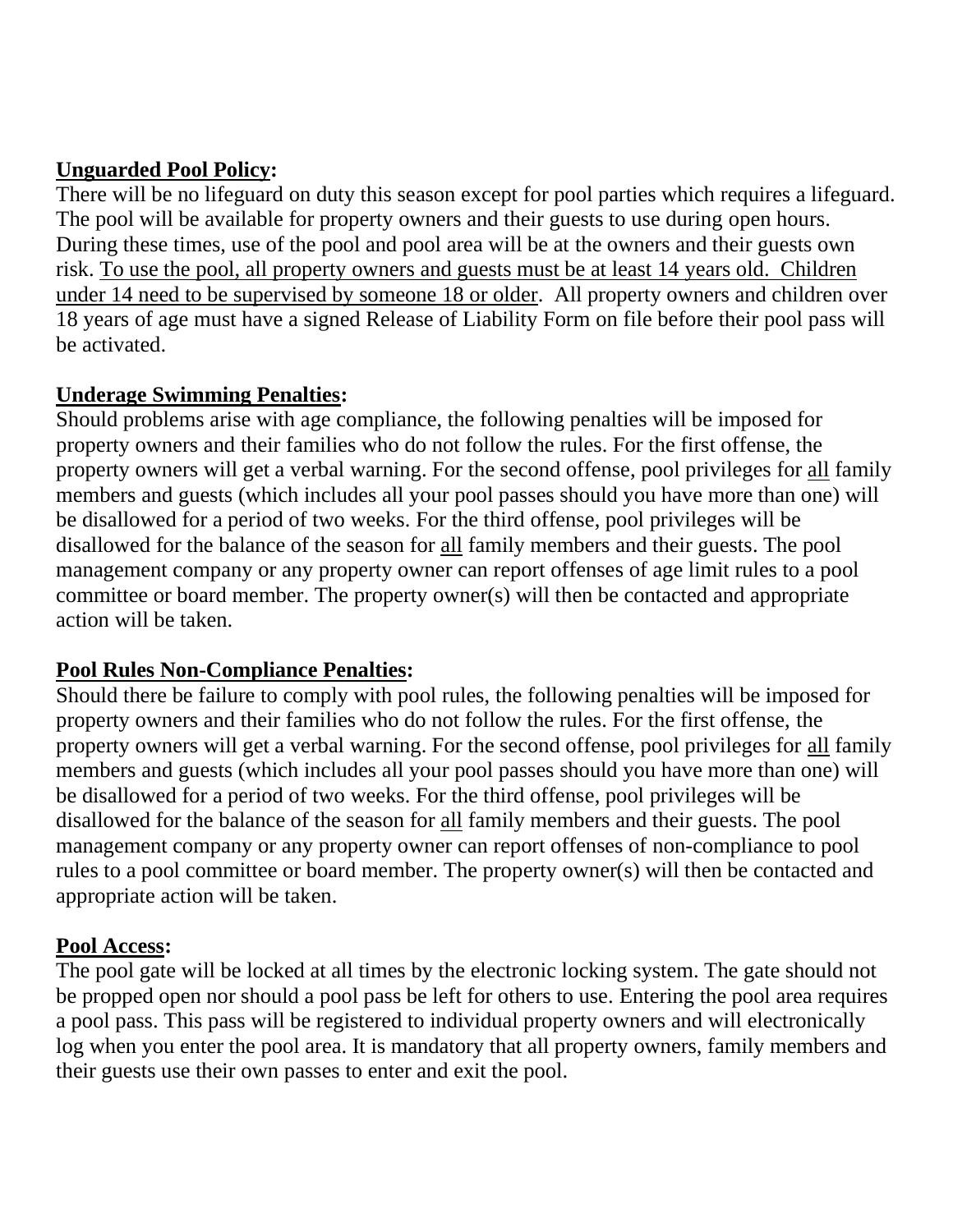**Unguarded Pool Policy:**

There will be no lifeguard on duty this season except for pool parties which requires a lifeguard. The pool will be available for property owners and their guests to use during open hours. During these times, use of the pool and pool area will be at the owners and their guests own risk. To use the pool, all property owners and guests must be at least 14 years old. Children under 14 need to be supervised by someone 18 or older. All property owners and children over 18 years of age must have a signed Release of Liability Form on file before their pool pass will be activated.

**Underage Swimming Penalties:**

Should problems arise with age compliance, the following penalties will be imposed for property owners and their families who do not follow the rules. For the first offense, the property owners will get a verbal warning. For the second offense, pool privileges for all family members and guests (which includes all your pool passes should you have more than one) will be disallowed for a period of two weeks. For the third offense, pool privileges will be disallowed for the balance of the season for all family members and their guests. The pool management company or any property owner can report offenses of age limit rules to a pool committee or board member. The property owner(s) will then be contacted and appropriate action will be taken.

**Pool Rules Non-Compliance Penalties:**

Should there be failure to comply with pool rules, the following penalties will be imposed for property owners and their families who do not follow the rules. For the first offense, the property owners will get a verbal warning. For the second offense, pool privileges for all family members and guests (which includes all your pool passes should you have more than one) will be disallowed for a period of two weeks. For the third offense, pool privileges will be disallowed for the balance of the season for all family members and their guests. The pool management company or any property owner can report offenses of non-compliance to pool rules to a pool committee or board member. The property owner(s) will then be contacted and appropriate action will be taken.

**Pool Access:**

The pool gate will be locked at all times by the electronic locking system. The gate should not be propped open nor should a pool pass be left for others to use. Entering the pool area requires a pool pass. This pass will be registered to individual property owners and will electronically log when you enter the pool area. It is mandatory that all property owners, family members and their guests use their own passes to enter and exit the pool.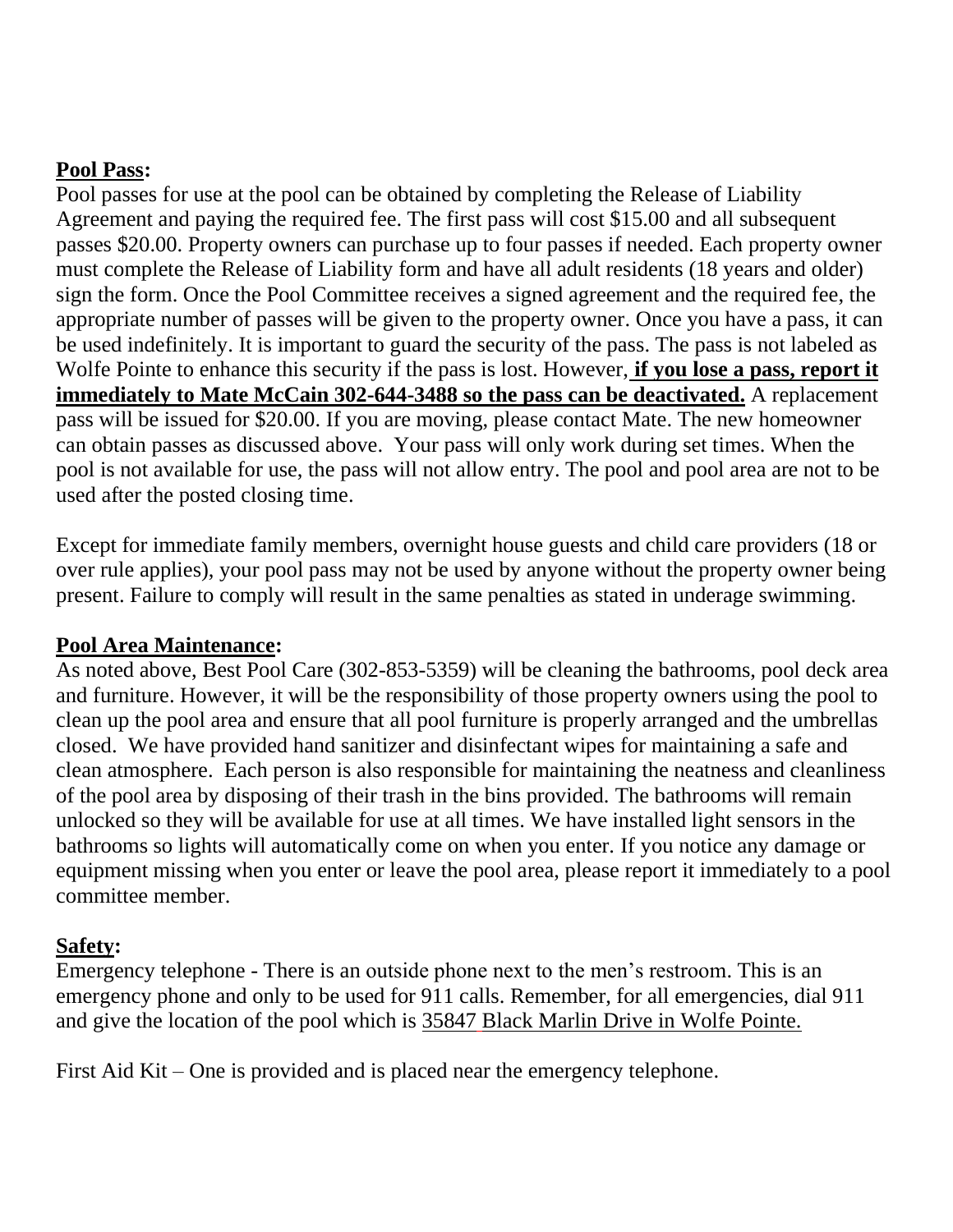**Pool Pass:**

Pool passes for use at the pool can be obtained by completing the Release of Liability Agreement and paying the required fee. The first pass will cost $15.00 and all subsequent passes $20.00. Property owners can purchase up to four passes if needed. Each property owner must complete the Release of Liability form and have all adult residents (18 years and older) sign the form. Once the Pool Committee receives a signed agreement and the required fee, the appropriate number of passes will be given to the property owner. Once you have a pass, it can be used indefinitely. It is important to guard the security of the pass. The pass is not labeled as Wolfe Pointe to enhance this security if the pass is lost. However, **if you lose a pass, report it immediately to Mate McCain 302-644-3488 so the pass can be deactivated.** A replacement pass will be issued for $20.00. If you are moving, please contact Mate. The new homeowner can obtain passes as discussed above. Your pass will only work during set times. When the pool is not available for use, the pass will not allow entry. The pool and pool area are not to be used after the posted closing time.

Except for immediate family members, overnight house guests and child care providers (18 or over rule applies), your pool pass may not be used by anyone without the property owner being present. Failure to comply will result in the same penalties as stated in underage swimming.

**Pool Area Maintenance:**

As noted above, Best Pool Care (302-853-5359) will be cleaning the bathrooms, pool deck area and furniture. However, it will be the responsibility of those property owners using the pool to clean up the pool area and ensure that all pool furniture is properly arranged and the umbrellas closed. We have provided hand sanitizer and disinfectant wipes for maintaining a safe and clean atmosphere. Each person is also responsible for maintaining the neatness and cleanliness of the pool area by disposing of their trash in the bins provided. The bathrooms will remain unlocked so they will be available for use at all times. We have installed light sensors in the bathrooms so lights will automatically come on when you enter. If you notice any damage or equipment missing when you enter or leave the pool area, please report it immediately to a pool committee member.

**Safety:**

Emergency telephone - There is an outside phone next to the men's restroom. This is an emergency phone and only to be used for 911 calls. Remember, for all emergencies, dial 911 and give the location of the pool which is 35847 Black Marlin Drive in Wolfe Pointe.

First Aid Kit – One is provided and is placed near the emergency telephone.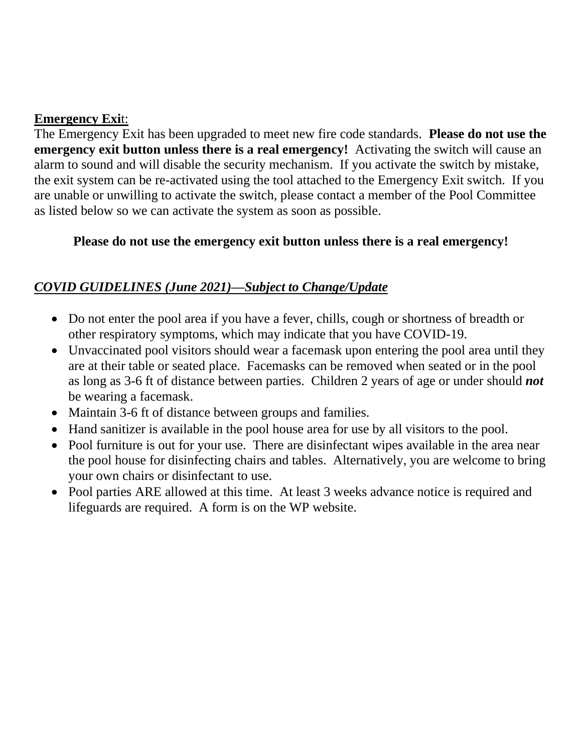**Emergency Exit**:

The Emergency Exit has been upgraded to meet new fire code standards. **Please do not use the emergency exit button unless there is a real emergency!** Activating the switch will cause an alarm to sound and will disable the security mechanism. If you activate the switch by mistake, the exit system can be re-activated using the tool attached to the Emergency Exit switch. If you are unable or unwilling to activate the switch, please contact a member of the Pool Committee as listed below so we can activate the system as soon as possible.

**Please do not use the emergency exit button unless there is a real emergency!**

***COVID GUIDELINES (June 2021)—Subject to Change/Update***

- Do not enter the pool area if you have a fever, chills, cough or shortness of breadth or other respiratory symptoms, which may indicate that you have COVID-19.
- Unvaccinated pool visitors should wear a facemask upon entering the pool area until they are at their table or seated place. Facemasks can be removed when seated or in the pool as long as 3-6 ft of distance between parties. Children 2 years of age or under should ***not*** be wearing a facemask.
- Maintain 3-6 ft of distance between groups and families.
- Hand sanitizer is available in the pool house area for use by all visitors to the pool.
- Pool furniture is out for your use. There are disinfectant wipes available in the area near the pool house for disinfecting chairs and tables. Alternatively, you are welcome to bring your own chairs or disinfectant to use.
- Pool parties ARE allowed at this time. At least 3 weeks advance notice is required and lifeguards are required. A form is on the WP website.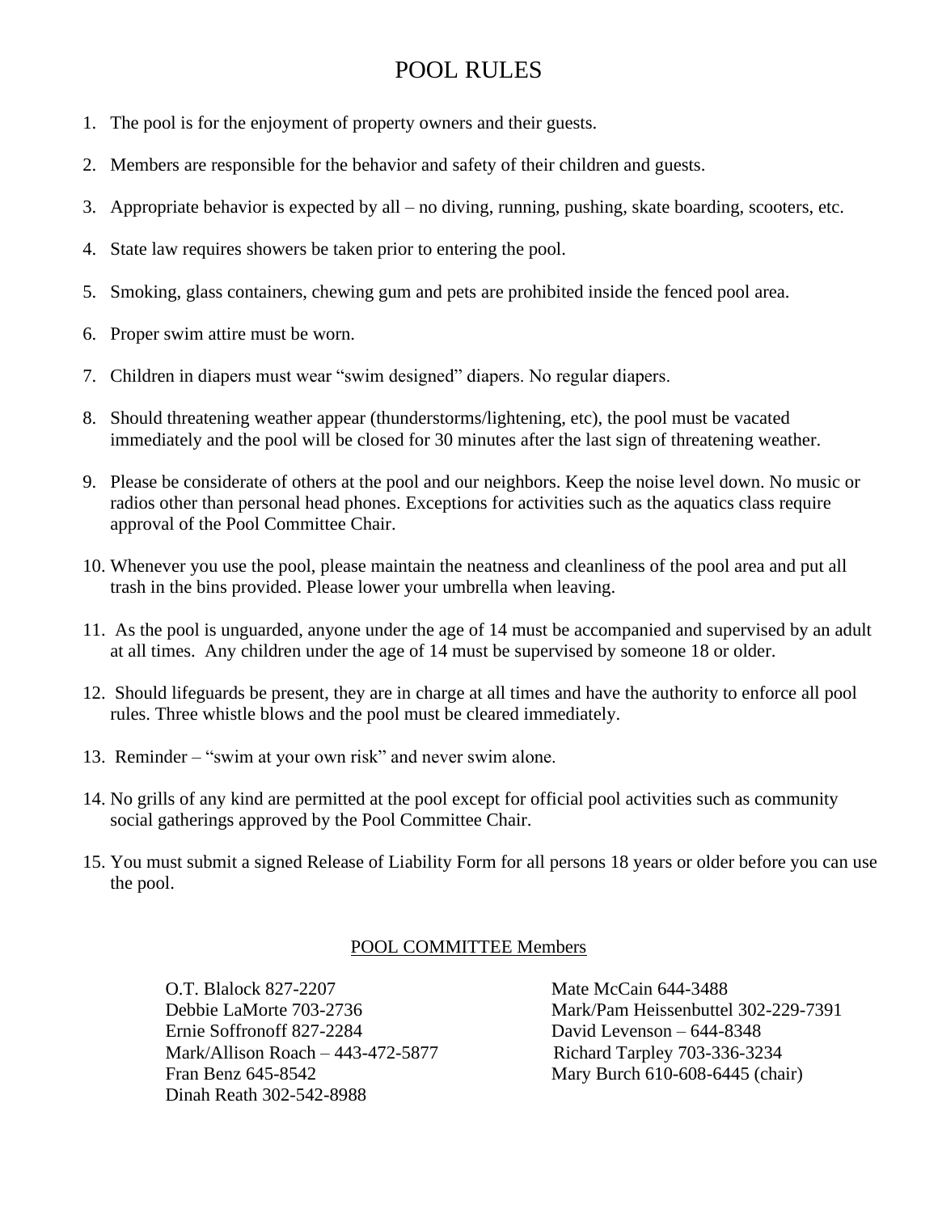# POOL RULES

1. The pool is for the enjoyment of property owners and their guests.
2. Members are responsible for the behavior and safety of their children and guests.
3. Appropriate behavior is expected by all – no diving, running, pushing, skate boarding, scooters, etc.
4. State law requires showers be taken prior to entering the pool.
5. Smoking, glass containers, chewing gum and pets are prohibited inside the fenced pool area.
6. Proper swim attire must be worn.
7. Children in diapers must wear "swim designed" diapers. No regular diapers.
8. Should threatening weather appear (thunderstorms/lightening, etc), the pool must be vacated immediately and the pool will be closed for 30 minutes after the last sign of threatening weather.
9. Please be considerate of others at the pool and our neighbors. Keep the noise level down. No music or radios other than personal head phones. Exceptions for activities such as the aquatics class require approval of the Pool Committee Chair.
10. Whenever you use the pool, please maintain the neatness and cleanliness of the pool area and put all trash in the bins provided. Please lower your umbrella when leaving.
11. As the pool is unguarded, anyone under the age of 14 must be accompanied and supervised by an adult at all times. Any children under the age of 14 must be supervised by someone 18 or older.
12. Should lifeguards be present, they are in charge at all times and have the authority to enforce all pool rules. Three whistle blows and the pool must be cleared immediately.
13. Reminder – "swim at your own risk" and never swim alone.
14. No grills of any kind are permitted at the pool except for official pool activities such as community social gatherings approved by the Pool Committee Chair.
15. You must submit a signed Release of Liability Form for all persons 18 years or older before you can use the pool.

POOL COMMITTEE Members

O.T. Blalock 827-2207
Debbie LaMorte 703-2736
Ernie Soffronoff 827-2284
Mark/Allison Roach – 443-472-5877
Fran Benz 645-8542
Dinah Reath 302-542-8988
Mate McCain 644-3488
Mark/Pam Heissenbuttel 302-229-7391
David Levenson – 644-8348
Richard Tarpley 703-336-3234
Mary Burch 610-608-6445 (chair)